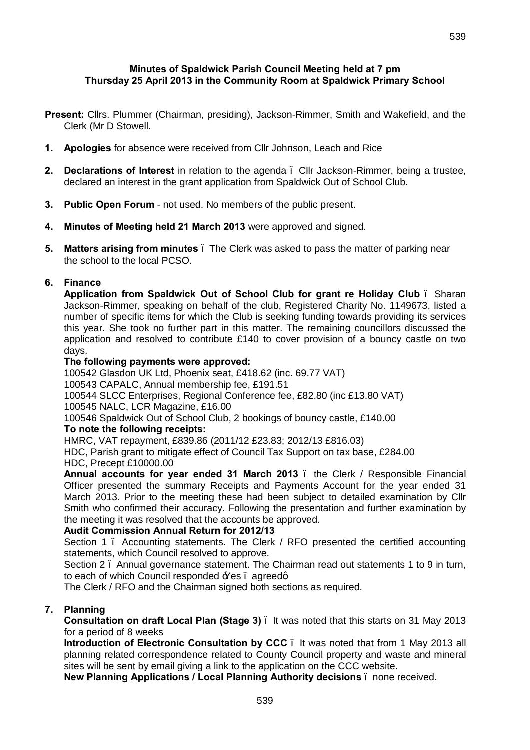**Minutes of Spaldwick Parish Council Meeting held at 7 pm**
**Thursday 25 April 2013 in the Community Room at Spaldwick Primary School**

**Present:** Cllrs. Plummer (Chairman, presiding), Jackson-Rimmer, Smith and Wakefield, and the Clerk (Mr D Stowell.

1. **Apologies** for absence were received from Cllr Johnson, Leach and Rice

2. **Declarations of Interest** in relation to the agenda – Cllr Jackson-Rimmer, being a trustee, declared an interest in the grant application from Spaldwick Out of School Club.

3. **Public Open Forum** - not used. No members of the public present.

4. **Minutes of Meeting held 21 March 2013** were approved and signed.

5. **Matters arising from minutes** – The Clerk was asked to pass the matter of parking near the school to the local PCSO.

6. **Finance**

   **Application from Spaldwick Out of School Club for grant re Holiday Club** – Sharan Jackson-Rimmer, speaking on behalf of the club, Registered Charity No. 1149673, listed a number of specific items for which the Club is seeking funding towards providing its services this year. She took no further part in this matter. The remaining councillors discussed the application and resolved to contribute £140 to cover provision of a bouncy castle on two days.

   **The following payments were approved:**
   100542 Glasdon UK Ltd, Phoenix seat, £418.62 (inc. 69.77 VAT)
   100543 CAPALC, Annual membership fee, £191.51
   100544 SLCC Enterprises, Regional Conference fee, £82.80 (inc £13.80 VAT)
   100545 NALC, LCR Magazine, £16.00
   100546 Spaldwick Out of School Club, 2 bookings of bouncy castle, £140.00

   **To note the following receipts:**
   HMRC, VAT repayment, £839.86 (2011/12 £23.83; 2012/13 £816.03)
   HDC, Parish grant to mitigate effect of Council Tax Support on tax base, £284.00
   HDC, Precept £10000.00

   **Annual accounts for year ended 31 March 2013** – the Clerk / Responsible Financial Officer presented the summary Receipts and Payments Account for the year ended 31 March 2013. Prior to the meeting these had been subject to detailed examination by Cllr Smith who confirmed their accuracy. Following the presentation and further examination by the meeting it was resolved that the accounts be approved.

   **Audit Commission Annual Return for 2012/13**
   Section 1 – Accounting statements. The Clerk / RFO presented the certified accounting statements, which Council resolved to approve.
   Section 2 – Annual governance statement. The Chairman read out statements 1 to 9 in turn, to each of which Council responded 'Yes – agreed'
   The Clerk / RFO and the Chairman signed both sections as required.

7. **Planning**

   **Consultation on draft Local Plan (Stage 3)** – It was noted that this starts on 31 May 2013 for a period of 8 weeks

   **Introduction of Electronic Consultation by CCC** – It was noted that from 1 May 2013 all planning related correspondence related to County Council property and waste and mineral sites will be sent by email giving a link to the application on the CCC website.

   **New Planning Applications / Local Planning Authority decisions** – none received.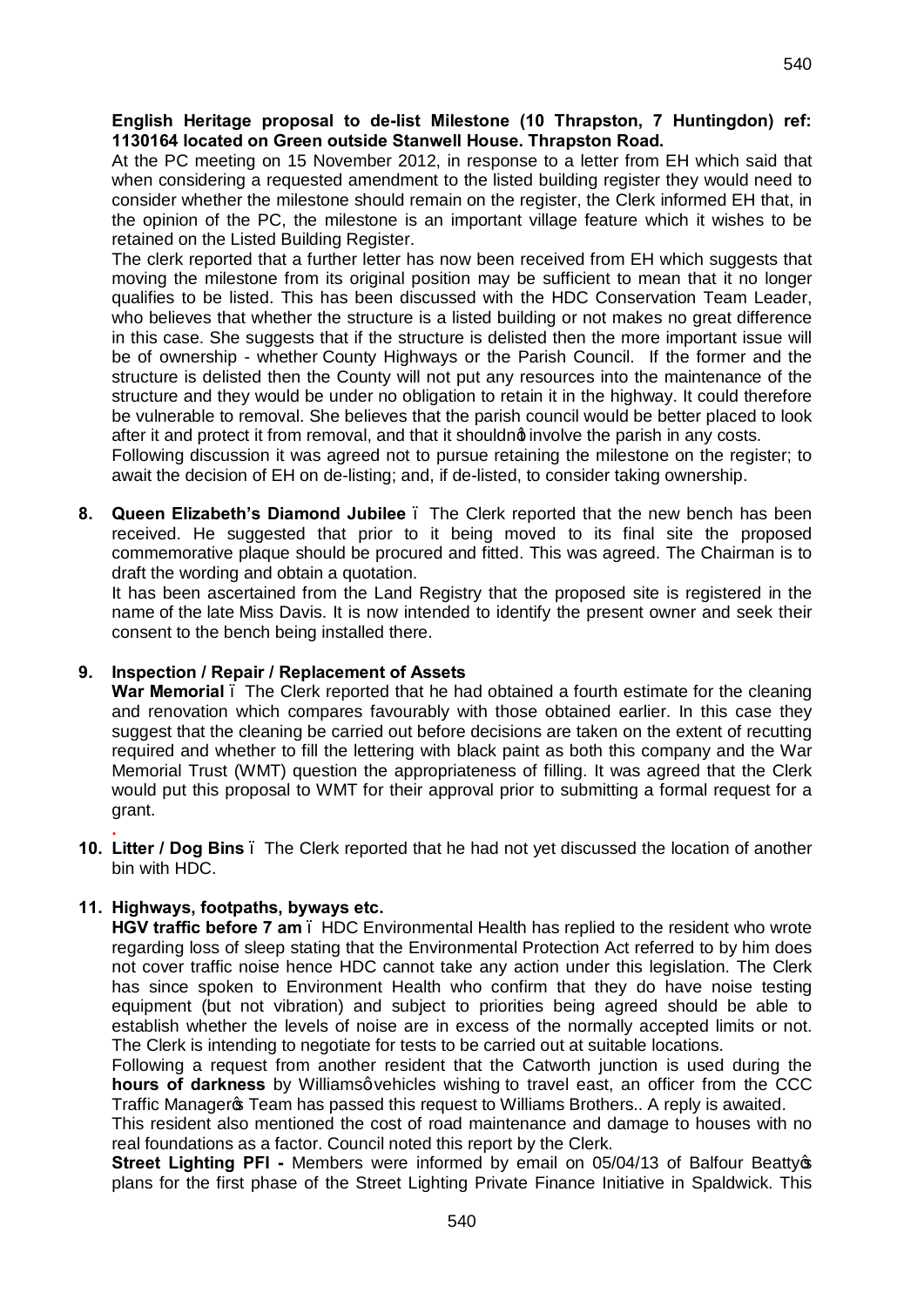**English Heritage proposal to de-list Milestone (10 Thrapston, 7 Huntingdon) ref: 1130164 located on Green outside Stanwell House. Thrapston Road.**

At the PC meeting on 15 November 2012, in response to a letter from EH which said that when considering a requested amendment to the listed building register they would need to consider whether the milestone should remain on the register, the Clerk informed EH that, in the opinion of the PC, the milestone is an important village feature which it wishes to be retained on the Listed Building Register.

The clerk reported that a further letter has now been received from EH which suggests that moving the milestone from its original position may be sufficient to mean that it no longer qualifies to be listed. This has been discussed with the HDC Conservation Team Leader, who believes that whether the structure is a listed building or not makes no great difference in this case. She suggests that if the structure is delisted then the more important issue will be of ownership - whether County Highways or the Parish Council. If the former and the structure is delisted then the County will not put any resources into the maintenance of the structure and they would be under no obligation to retain it in the highway. It could therefore be vulnerable to removal. She believes that the parish council would be better placed to look after it and protect it from removal, and that it shouldn't involve the parish in any costs.

Following discussion it was agreed not to pursue retaining the milestone on the register; to await the decision of EH on de-listing; and, if de-listed, to consider taking ownership.

8. **Queen Elizabeth's Diamond Jubilee** – The Clerk reported that the new bench has been received. He suggested that prior to it being moved to its final site the proposed commemorative plaque should be procured and fitted. This was agreed. The Chairman is to draft the wording and obtain a quotation.

   It has been ascertained from the Land Registry that the proposed site is registered in the name of the late Miss Davis. It is now intended to identify the present owner and seek their consent to the bench being installed there.

9. **Inspection / Repair / Replacement of Assets**

   **War Memorial** – The Clerk reported that he had obtained a fourth estimate for the cleaning and renovation which compares favourably with those obtained earlier. In this case they suggest that the cleaning be carried out before decisions are taken on the extent of recutting required and whether to fill the lettering with black paint as both this company and the War Memorial Trust (WMT) question the appropriateness of filling. It was agreed that the Clerk would put this proposal to WMT for their approval prior to submitting a formal request for a grant.

10. **Litter / Dog Bins** – The Clerk reported that he had not yet discussed the location of another bin with HDC.

11. **Highways, footpaths, byways etc.**

    **HGV traffic before 7 am** – HDC Environmental Health has replied to the resident who wrote regarding loss of sleep stating that the Environmental Protection Act referred to by him does not cover traffic noise hence HDC cannot take any action under this legislation. The Clerk has since spoken to Environment Health who confirm that they do have noise testing equipment (but not vibration) and subject to priorities being agreed should be able to establish whether the levels of noise are in excess of the normally accepted limits or not. The Clerk is intending to negotiate for tests to be carried out at suitable locations.

    Following a request from another resident that the Catworth junction is used during the **hours of darkness** by Williams' vehicles wishing to travel east, an officer from the CCC Traffic Manager's Team has passed this request to Williams Brothers.. A reply is awaited.

    This resident also mentioned the cost of road maintenance and damage to houses with no real foundations as a factor. Council noted this report by the Clerk.

    **Street Lighting PFI -** Members were informed by email on 05/04/13 of Balfour Beatty's plans for the first phase of the Street Lighting Private Finance Initiative in Spaldwick. This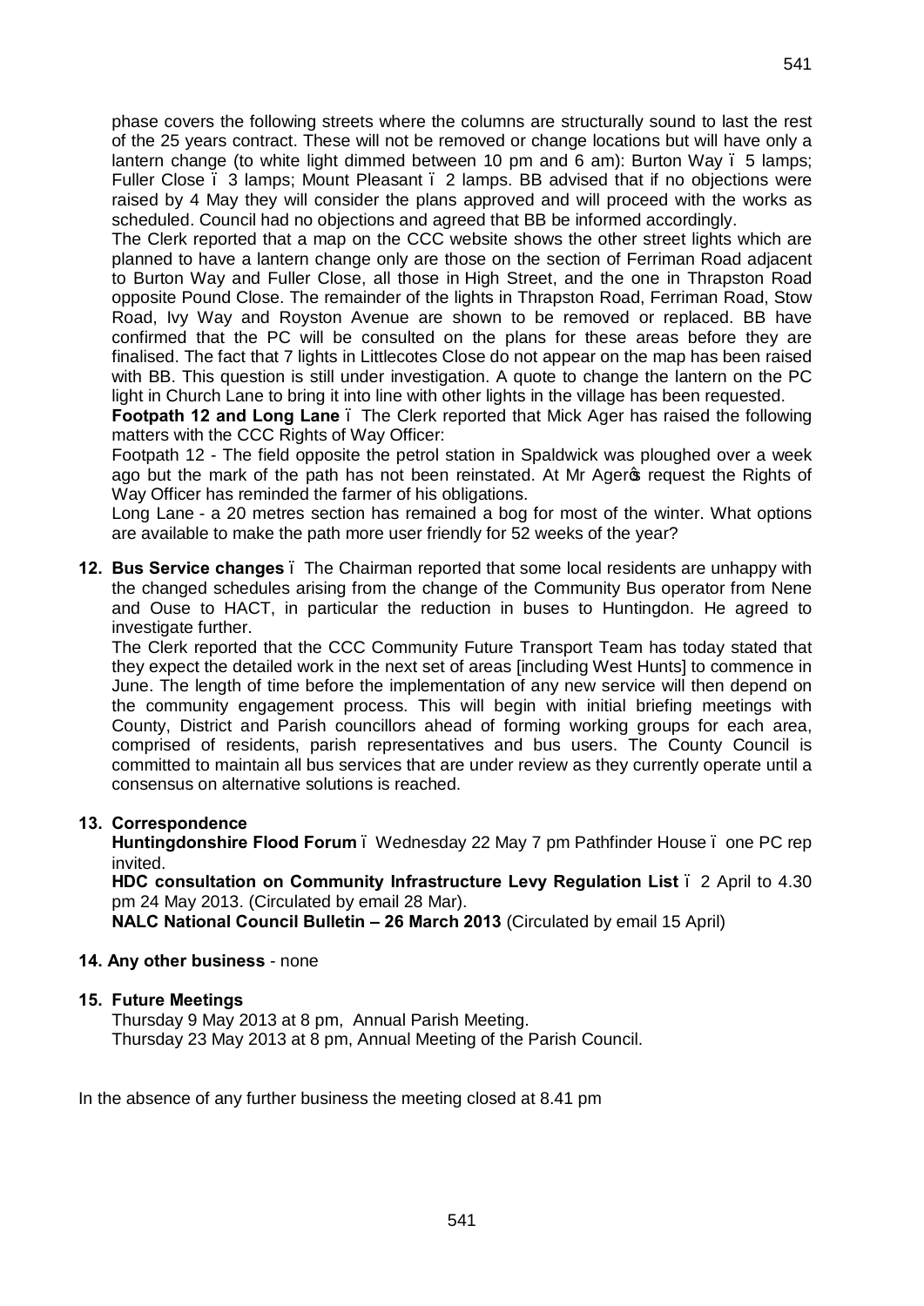phase covers the following streets where the columns are structurally sound to last the rest of the 25 years contract. These will not be removed or change locations but will have only a lantern change (to white light dimmed between 10 pm and 6 am): Burton Way – 5 lamps; Fuller Close – 3 lamps; Mount Pleasant – 2 lamps. BB advised that if no objections were raised by 4 May they will consider the plans approved and will proceed with the works as scheduled. Council had no objections and agreed that BB be informed accordingly.

The Clerk reported that a map on the CCC website shows the other street lights which are planned to have a lantern change only are those on the section of Ferriman Road adjacent to Burton Way and Fuller Close, all those in High Street, and the one in Thrapston Road opposite Pound Close. The remainder of the lights in Thrapston Road, Ferriman Road, Stow Road, Ivy Way and Royston Avenue are shown to be removed or replaced. BB have confirmed that the PC will be consulted on the plans for these areas before they are finalised. The fact that 7 lights in Littlecotes Close do not appear on the map has been raised with BB. This question is still under investigation. A quote to change the lantern on the PC light in Church Lane to bring it into line with other lights in the village has been requested.

**Footpath 12 and Long Lane** – The Clerk reported that Mick Ager has raised the following matters with the CCC Rights of Way Officer:

Footpath 12 - The field opposite the petrol station in Spaldwick was ploughed over a week ago but the mark of the path has not been reinstated. At Mr Ager's request the Rights of Way Officer has reminded the farmer of his obligations.

Long Lane - a 20 metres section has remained a bog for most of the winter. What options are available to make the path more user friendly for 52 weeks of the year?

**12. Bus Service changes** – The Chairman reported that some local residents are unhappy with the changed schedules arising from the change of the Community Bus operator from Nene and Ouse to HACT, in particular the reduction in buses to Huntingdon. He agreed to investigate further.

The Clerk reported that the CCC Community Future Transport Team has today stated that they expect the detailed work in the next set of areas [including West Hunts] to commence in June. The length of time before the implementation of any new service will then depend on the community engagement process. This will begin with initial briefing meetings with County, District and Parish councillors ahead of forming working groups for each area, comprised of residents, parish representatives and bus users. The County Council is committed to maintain all bus services that are under review as they currently operate until a consensus on alternative solutions is reached.

**13. Correspondence**

**Huntingdonshire Flood Forum** – Wednesday 22 May 7 pm Pathfinder House – one PC rep invited.

**HDC consultation on Community Infrastructure Levy Regulation List** – 2 April to 4.30 pm 24 May 2013. (Circulated by email 28 Mar).

**NALC National Council Bulletin – 26 March 2013** (Circulated by email 15 April)

**14. Any other business** - none

**15. Future Meetings**

Thursday 9 May 2013 at 8 pm, Annual Parish Meeting.
Thursday 23 May 2013 at 8 pm, Annual Meeting of the Parish Council.

In the absence of any further business the meeting closed at 8.41 pm